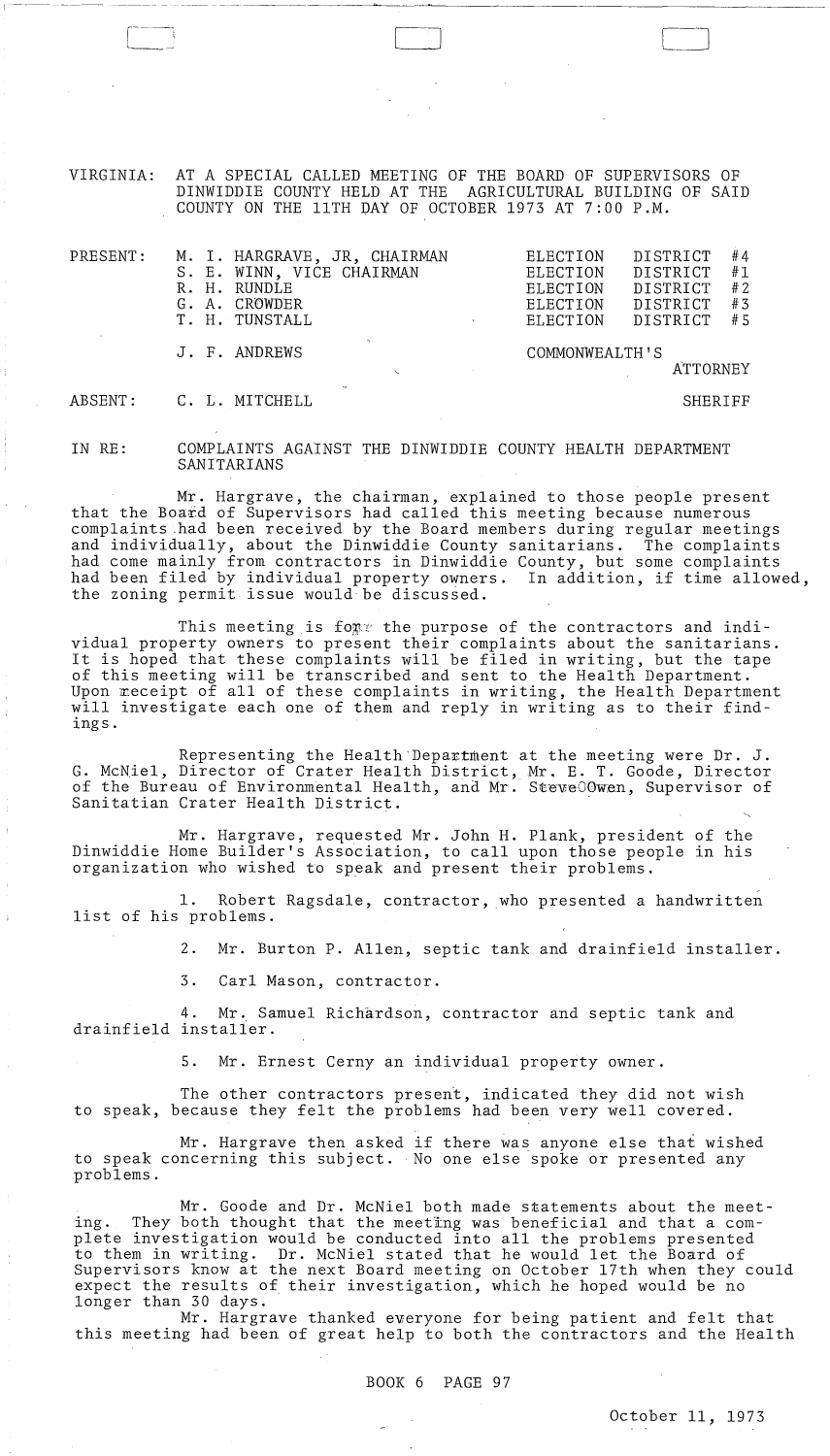VIRGINIA: AT A SPECIAL CALLED MEETING OF THE BOARD OF SUPERVISORS OF DINWIDDIE COUNTY HELD AT THE AGRICULTURAL BUILDING OF SAID COUNTY ON THE 11TH DAY OF OCTOBER 1973 AT 7:00 P.M.

| | | |
|---|---|---|
| PRESENT: | M. I. HARGRAVE, JR, CHAIRMAN | ELECTION DISTRICT #4 |
| | S. E. WINN, VICE CHAIRMAN | ELECTION DISTRICT #1 |
| | R. H. RUNDLE | ELECTION DISTRICT #2 |
| | G. A. CROWDER | ELECTION DISTRICT #3 |
| | T. H. TUNSTALL | ELECTION DISTRICT #5 |
| | J. F. ANDREWS | COMMONWEALTH'S ATTORNEY |
| ABSENT: | C. L. MITCHELL | SHERIFF |

IN RE: COMPLAINTS AGAINST THE DINWIDDIE COUNTY HEALTH DEPARTMENT SANITARIANS

Mr. Hargrave, the chairman, explained to those people present that the Board of Supervisors had called this meeting because numerous complaints had been received by the Board members during regular meetings and individually, about the Dinwiddie County sanitarians. The complaints had come mainly from contractors in Dinwiddie County, but some complaints had been filed by individual property owners. In addition, if time allowed, the zoning permit issue would be discussed.

This meeting is for the purpose of the contractors and individual property owners to present their complaints about the sanitarians. It is hoped that these complaints will be filed in writing, but the tape of this meeting will be transcribed and sent to the Health Department. Upon receipt of all of these complaints in writing, the Health Department will investigate each one of them and reply in writing as to their findings.

Representing the Health Department at the meeting were Dr. J. G. McNiel, Director of Crater Health District, Mr. E. T. Goode, Director of the Bureau of Environmental Health, and Mr. SteveOOwen, Supervisor of Sanitatian Crater Health District.

Mr. Hargrave, requested Mr. John H. Plank, president of the Dinwiddie Home Builder's Association, to call upon those people in his organization who wished to speak and present their problems.

1. Robert Ragsdale, contractor, who presented a handwritten list of his problems.

2. Mr. Burton P. Allen, septic tank and drainfield installer.

3. Carl Mason, contractor.

4. Mr. Samuel Richardson, contractor and septic tank and drainfield installer.

5. Mr. Ernest Cerny an individual property owner.

The other contractors present, indicated they did not wish to speak, because they felt the problems had been very well covered.

Mr. Hargrave then asked if there was anyone else that wished to speak concerning this subject. No one else spoke or presented any problems.

Mr. Goode and Dr. McNiel both made statements about the meeting. They both thought that the meeting was beneficial and that a complete investigation would be conducted into all the problems presented to them in writing. Dr. McNiel stated that he would let the Board of Supervisors know at the next Board meeting on October 17th when they could expect the results of their investigation, which he hoped would be no longer than 30 days.

Mr. Hargrave thanked everyone for being patient and felt that this meeting had been of great help to both the contractors and the Health

BOOK 6 PAGE 97

October 11, 1973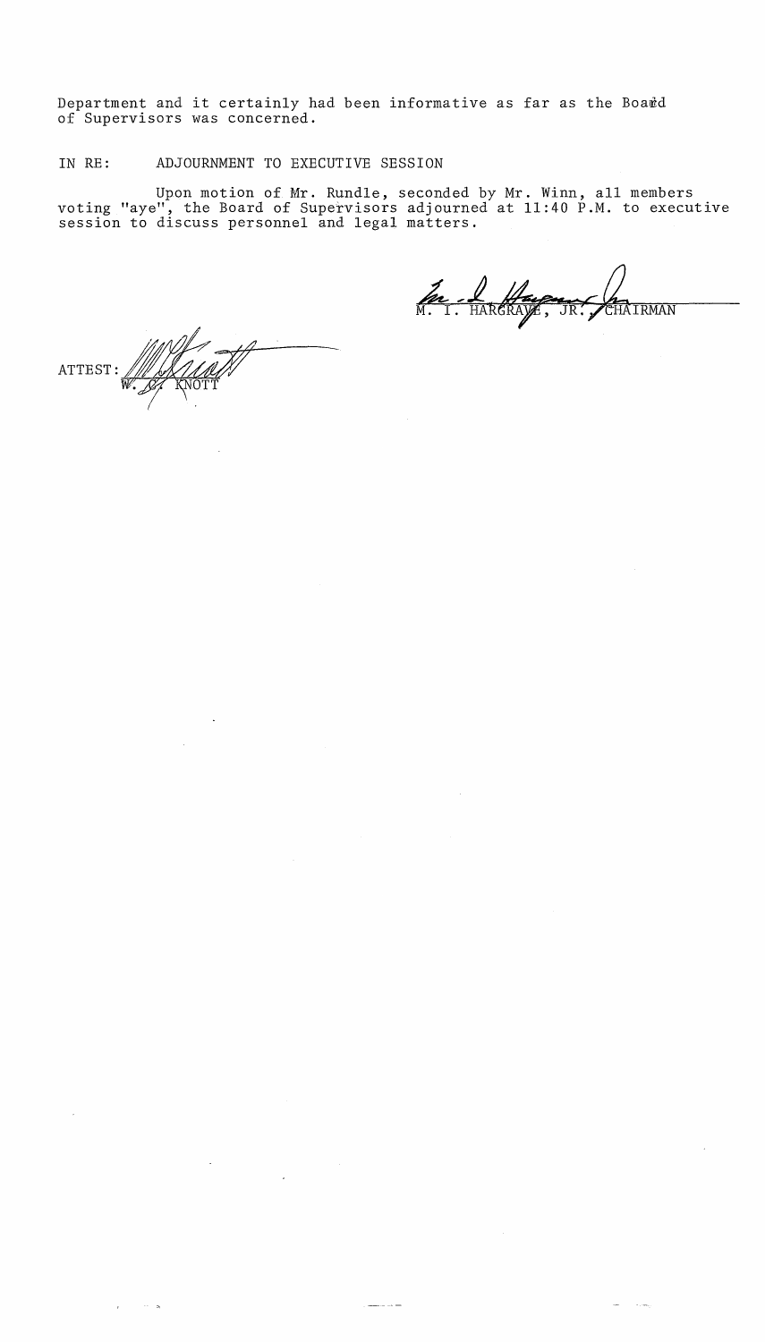Department and it certainly had been informative as far as the Board of Supervisors was concerned.

IN RE: ADJOURNMENT TO EXECUTIVE SESSION

Upon motion of Mr. Rundle, seconded by Mr. Winn, all members voting "aye", the Board of Supervisors adjourned at 11:40 P.M. to executive session to discuss personnel and legal matters.

M. I. HARGRAVE, JR., CHAIRMAN

ATTEST: W. C. KNOTT